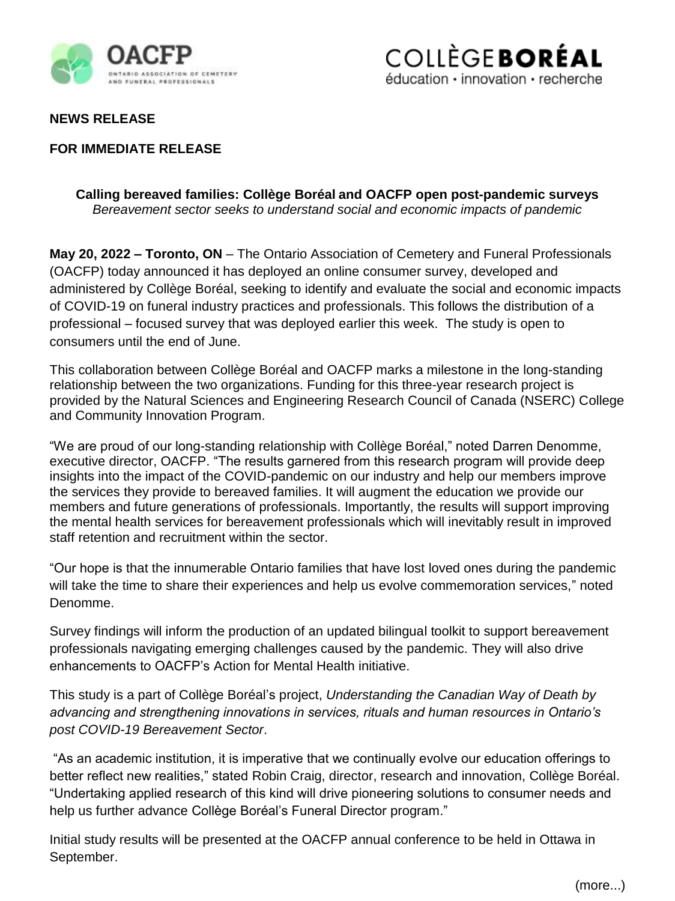**NEWS RELEASE**

**FOR IMMEDIATE RELEASE**

**Calling bereaved families: Collège Boréal and OACFP open post-pandemic surveys**

*Bereavement sector seeks to understand social and economic impacts of pandemic*

**May 20, 2022 – Toronto, ON** – The Ontario Association of Cemetery and Funeral Professionals (OACFP) today announced it has deployed an online consumer survey, developed and administered by Collège Boréal, seeking to identify and evaluate the social and economic impacts of COVID-19 on funeral industry practices and professionals. This follows the distribution of a professional – focused survey that was deployed earlier this week. The study is open to consumers until the end of June.

This collaboration between Collège Boréal and OACFP marks a milestone in the long-standing relationship between the two organizations. Funding for this three-year research project is provided by the Natural Sciences and Engineering Research Council of Canada (NSERC) College and Community Innovation Program.

"We are proud of our long-standing relationship with Collège Boréal," noted Darren Denomme, executive director, OACFP. "The results garnered from this research program will provide deep insights into the impact of the COVID-pandemic on our industry and help our members improve the services they provide to bereaved families. It will augment the education we provide our members and future generations of professionals. Importantly, the results will support improving the mental health services for bereavement professionals which will inevitably result in improved staff retention and recruitment within the sector.

"Our hope is that the innumerable Ontario families that have lost loved ones during the pandemic will take the time to share their experiences and help us evolve commemoration services," noted Denomme.

Survey findings will inform the production of an updated bilingual toolkit to support bereavement professionals navigating emerging challenges caused by the pandemic. They will also drive enhancements to OACFP's Action for Mental Health initiative.

This study is a part of Collège Boréal's project, *Understanding the Canadian Way of Death by advancing and strengthening innovations in services, rituals and human resources in Ontario's post COVID-19 Bereavement Sector*.

"As an academic institution, it is imperative that we continually evolve our education offerings to better reflect new realities," stated Robin Craig, director, research and innovation, Collège Boréal. "Undertaking applied research of this kind will drive pioneering solutions to consumer needs and help us further advance Collège Boréal's Funeral Director program."

Initial study results will be presented at the OACFP annual conference to be held in Ottawa in September.

(more...)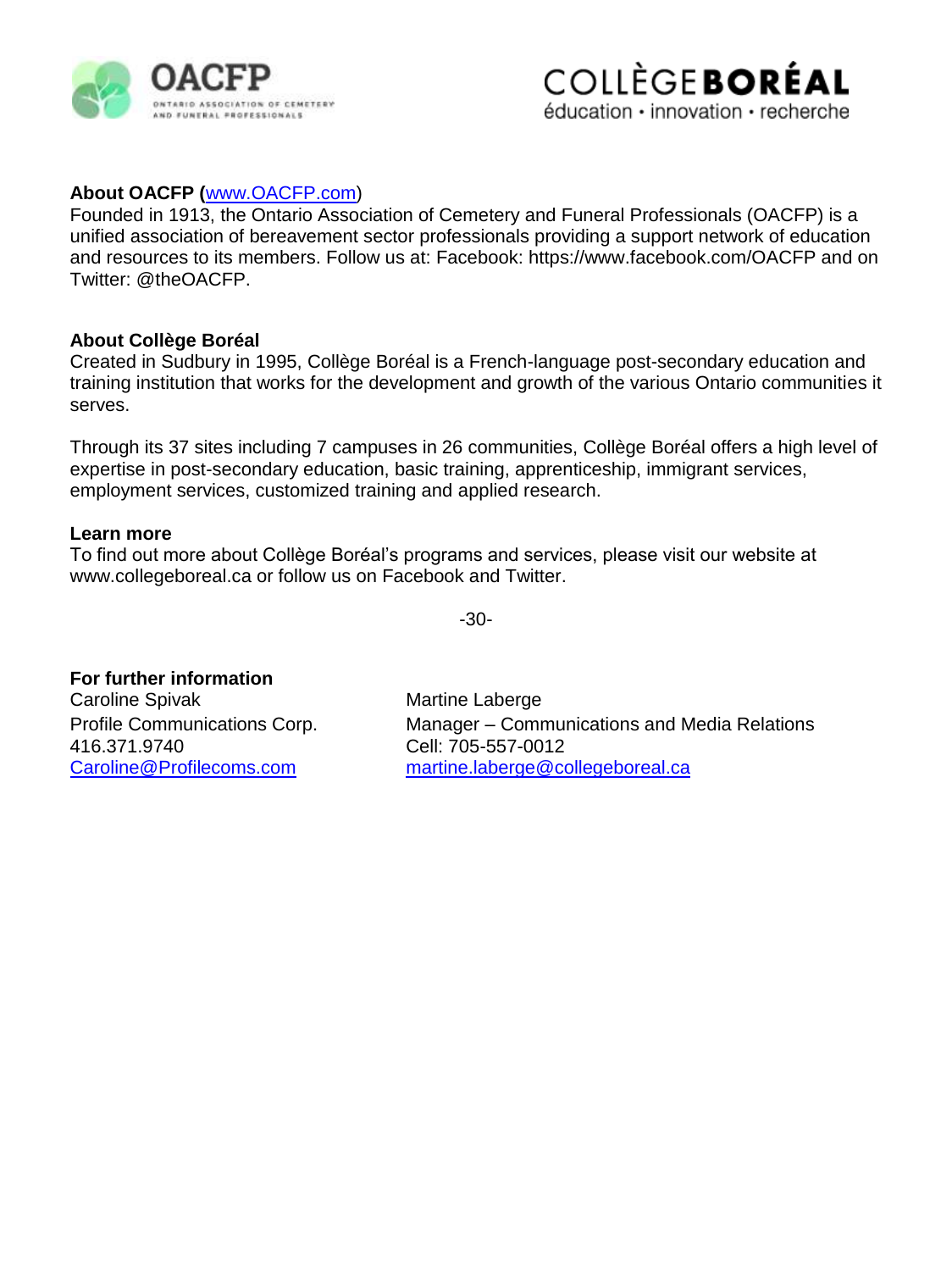**About OACFP (www.OACFP.com)**

Founded in 1913, the Ontario Association of Cemetery and Funeral Professionals (OACFP) is a unified association of bereavement sector professionals providing a support network of education and resources to its members. Follow us at: Facebook: https://www.facebook.com/OACFP and on Twitter: @theOACFP.

**About Collège Boréal**

Created in Sudbury in 1995, Collège Boréal is a French-language post-secondary education and training institution that works for the development and growth of the various Ontario communities it serves.

Through its 37 sites including 7 campuses in 26 communities, Collège Boréal offers a high level of expertise in post-secondary education, basic training, apprenticeship, immigrant services, employment services, customized training and applied research.

**Learn more**

To find out more about Collège Boréal's programs and services, please visit our website at www.collegeboreal.ca or follow us on Facebook and Twitter.

-30-

**For further information**

Caroline Spivak
Profile Communications Corp.
416.371.9740
Caroline@Profilecoms.com

Martine Laberge
Manager – Communications and Media Relations
Cell: 705-557-0012
martine.laberge@collegeboreal.ca